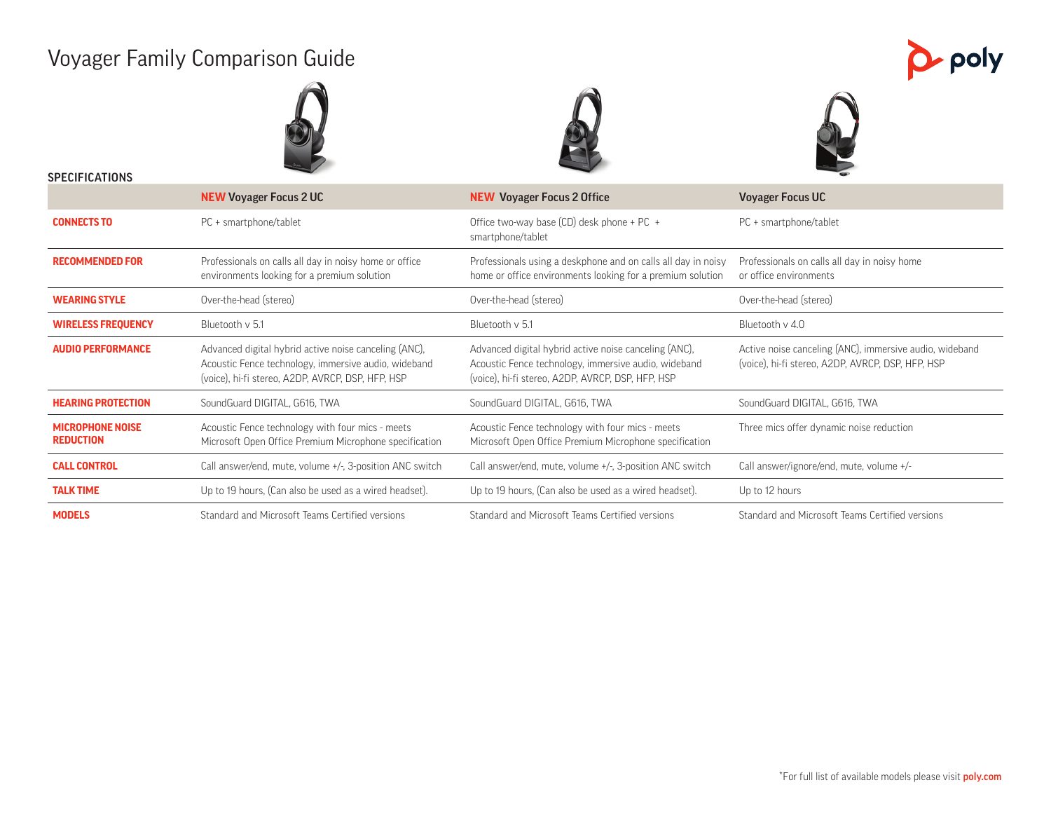# Voyager Family Comparison Guide

## SPECIFICATIONS

| | NEW Voyager Focus 2 UC | NEW Voyager Focus 2 Office | Voyager Focus UC |
|---|---|---|---|
| **CONNECTS TO** | PC + smartphone/tablet | Office two-way base (CD) desk phone + PC + smartphone/tablet | PC + smartphone/tablet |
| **RECOMMENDED FOR** | Professionals on calls all day in noisy home or office environments looking for a premium solution | Professionals using a deskphone and on calls all day in noisy home or office environments looking for a premium solution | Professionals on calls all day in noisy home or office environments |
| **WEARING STYLE** | Over-the-head (stereo) | Over-the-head (stereo) | Over-the-head (stereo) |
| **WIRELESS FREQUENCY** | Bluetooth v 5.1 | Bluetooth v 5.1 | Bluetooth v 4.0 |
| **AUDIO PERFORMANCE** | Advanced digital hybrid active noise canceling (ANC), Acoustic Fence technology, immersive audio, wideband (voice), hi-fi stereo, A2DP, AVRCP, DSP, HFP, HSP | Advanced digital hybrid active noise canceling (ANC), Acoustic Fence technology, immersive audio, wideband (voice), hi-fi stereo, A2DP, AVRCP, DSP, HFP, HSP | Active noise canceling (ANC), immersive audio, wideband (voice), hi-fi stereo, A2DP, AVRCP, DSP, HFP, HSP |
| **HEARING PROTECTION** | SoundGuard DIGITAL, G616, TWA | SoundGuard DIGITAL, G616, TWA | SoundGuard DIGITAL, G616, TWA |
| **MICROPHONE NOISE REDUCTION** | Acoustic Fence technology with four mics - meets Microsoft Open Office Premium Microphone specification | Acoustic Fence technology with four mics - meets Microsoft Open Office Premium Microphone specification | Three mics offer dynamic noise reduction |
| **CALL CONTROL** | Call answer/end, mute, volume +/-, 3-position ANC switch | Call answer/end, mute, volume +/-, 3-position ANC switch | Call answer/ignore/end, mute, volume +/- |
| **TALK TIME** | Up to 19 hours, (Can also be used as a wired headset). | Up to 19 hours, (Can also be used as a wired headset). | Up to 12 hours |
| **MODELS** | Standard and Microsoft Teams Certified versions | Standard and Microsoft Teams Certified versions | Standard and Microsoft Teams Certified versions |

*For full list of available models please visit **poly.com**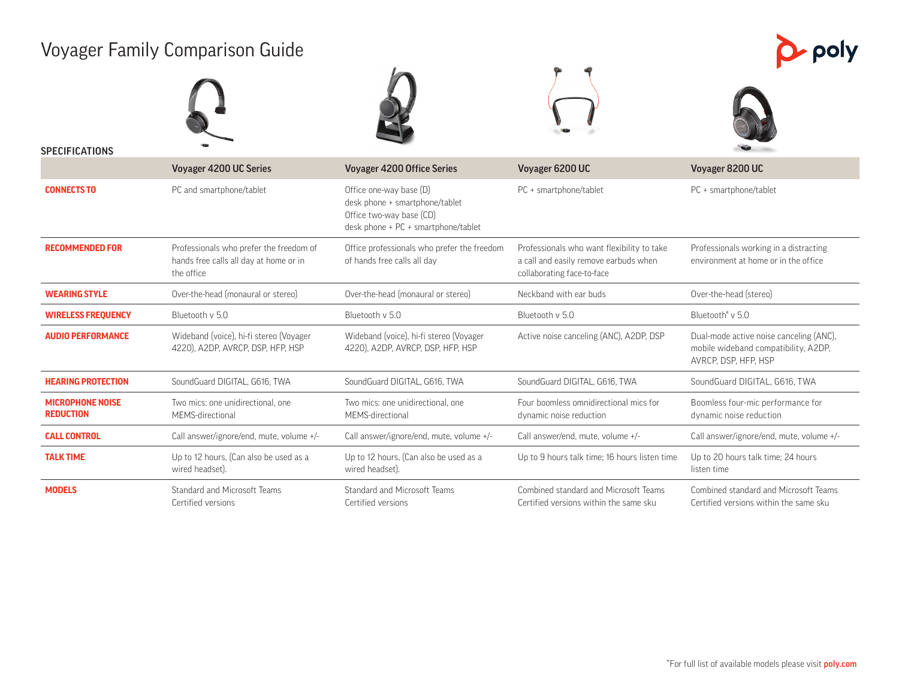# Voyager Family Comparison Guide

**SPECIFICATIONS**

| | Voyager 4200 UC Series | Voyager 4200 Office Series | Voyager 6200 UC | Voyager 8200 UC |
|---|---|---|---|---|
| **CONNECTS TO** | PC and smartphone/tablet | Office one-way base (D) desk phone + smartphone/tablet Office two-way base (CD) desk phone + PC + smartphone/tablet | PC + smartphone/tablet | PC + smartphone/tablet |
| **RECOMMENDED FOR** | Professionals who prefer the freedom of hands free calls all day at home or in the office | Office professionals who prefer the freedom of hands free calls all day | Professionals who want flexibility to take a call and easily remove earbuds when collaborating face-to-face | Professionals working in a distracting environment at home or in the office |
| **WEARING STYLE** | Over-the-head (monaural or stereo) | Over-the-head (monaural or stereo) | Neckband with ear buds | Over-the-head (stereo) |
| **WIRELESS FREQUENCY** | Bluetooth v 5.0 | Bluetooth v 5.0 | Bluetooth v 5.0 | Bluetooth® v 5.0 |
| **AUDIO PERFORMANCE** | Wideband (voice), hi-fi stereo (Voyager 4220), A2DP, AVRCP, DSP, HFP, HSP | Wideband (voice), hi-fi stereo (Voyager 4220), A2DP, AVRCP, DSP, HFP, HSP | Active noise canceling (ANC), A2DP, DSP | Dual-mode active noise canceling (ANC), mobile wideband compatibility, A2DP, AVRCP, DSP, HFP, HSP |
| **HEARING PROTECTION** | SoundGuard DIGITAL, G616, TWA | SoundGuard DIGITAL, G616, TWA | SoundGuard DIGITAL, G616, TWA | SoundGuard DIGITAL, G616, TWA |
| **MICROPHONE NOISE REDUCTION** | Two mics: one unidirectional, one MEMS-directional | Two mics: one unidirectional, one MEMS-directional | Four boomless omnidirectional mics for dynamic noise reduction | Boomless four-mic performance for dynamic noise reduction |
| **CALL CONTROL** | Call answer/ignore/end, mute, volume +/- | Call answer/ignore/end, mute, volume +/- | Call answer/end, mute, volume +/- | Call answer/ignore/end, mute, volume +/- |
| **TALK TIME** | Up to 12 hours, (Can also be used as a wired headset). | Up to 12 hours, (Can also be used as a wired headset). | Up to 9 hours talk time; 16 hours listen time | Up to 20 hours talk time; 24 hours listen time |
| **MODELS** | Standard and Microsoft Teams Certified versions | Standard and Microsoft Teams Certified versions | Combined standard and Microsoft Teams Certified versions within the same sku | Combined standard and Microsoft Teams Certified versions within the same sku |

*For full list of available models please visit **poly.com**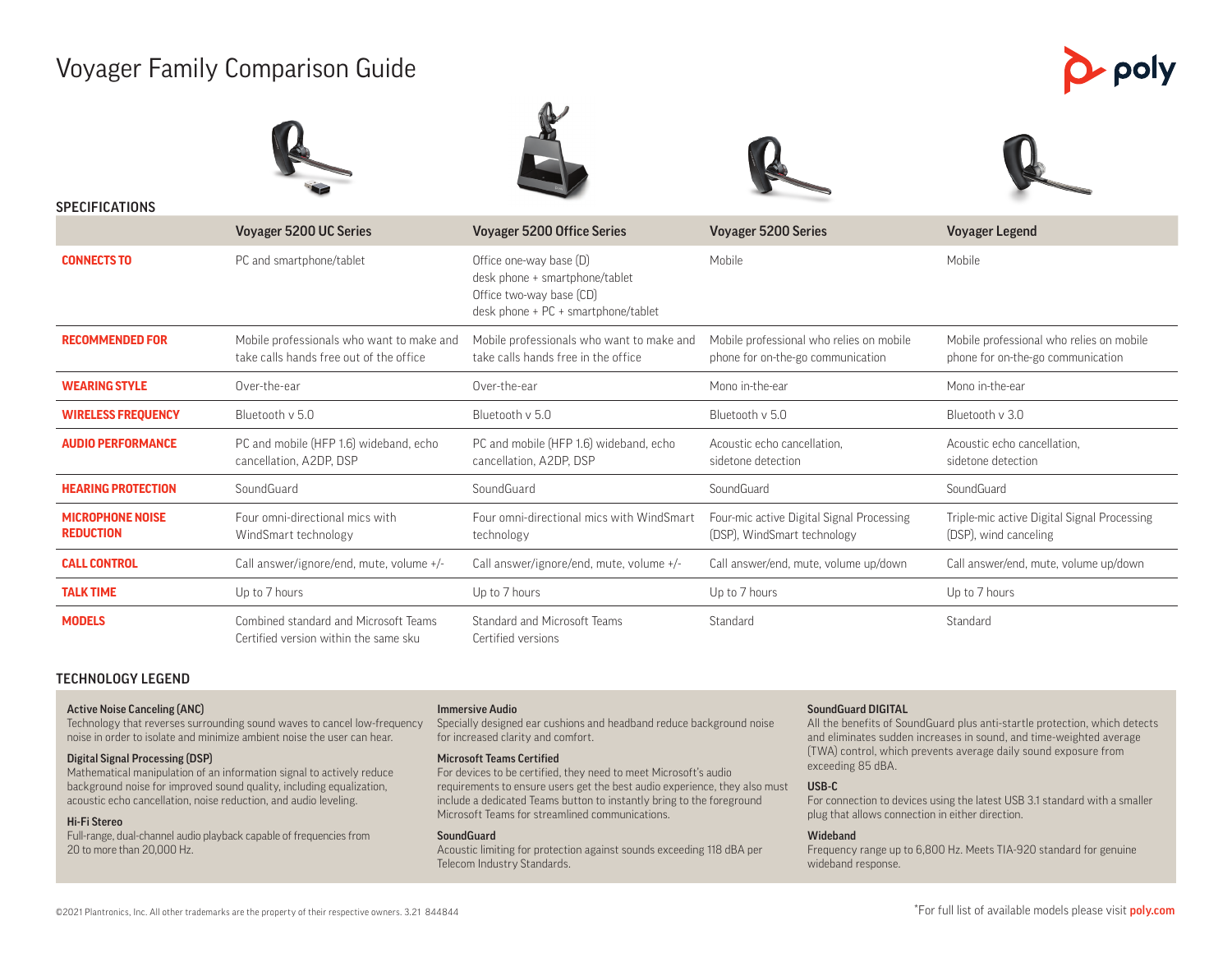# Voyager Family Comparison Guide

## SPECIFICATIONS

| | Voyager 5200 UC Series | Voyager 5200 Office Series | Voyager 5200 Series | Voyager Legend |
|---|---|---|---|---|
| **CONNECTS TO** | PC and smartphone/tablet | Office one-way base (D) desk phone + smartphone/tablet Office two-way base (CD) desk phone + PC + smartphone/tablet | Mobile | Mobile |
| **RECOMMENDED FOR** | Mobile professionals who want to make and take calls hands free out of the office | Mobile professionals who want to make and take calls hands free in the office | Mobile professional who relies on mobile phone for on-the-go communication | Mobile professional who relies on mobile phone for on-the-go communication |
| **WEARING STYLE** | Over-the-ear | Over-the-ear | Mono in-the-ear | Mono in-the-ear |
| **WIRELESS FREQUENCY** | Bluetooth v 5.0 | Bluetooth v 5.0 | Bluetooth v 5.0 | Bluetooth v 3.0 |
| **AUDIO PERFORMANCE** | PC and mobile (HFP 1.6) wideband, echo cancellation, A2DP, DSP | PC and mobile (HFP 1.6) wideband, echo cancellation, A2DP, DSP | Acoustic echo cancellation, sidetone detection | Acoustic echo cancellation, sidetone detection |
| **HEARING PROTECTION** | SoundGuard | SoundGuard | SoundGuard | SoundGuard |
| **MICROPHONE NOISE REDUCTION** | Four omni-directional mics with WindSmart technology | Four omni-directional mics with WindSmart technology | Four-mic active Digital Signal Processing (DSP), WindSmart technology | Triple-mic active Digital Signal Processing (DSP), wind canceling |
| **CALL CONTROL** | Call answer/ignore/end, mute, volume +/- | Call answer/ignore/end, mute, volume +/- | Call answer/end, mute, volume up/down | Call answer/end, mute, volume up/down |
| **TALK TIME** | Up to 7 hours | Up to 7 hours | Up to 7 hours | Up to 7 hours |
| **MODELS** | Combined standard and Microsoft Teams Certified version within the same sku | Standard and Microsoft Teams Certified versions | Standard | Standard |

## TECHNOLOGY LEGEND

**Active Noise Canceling (ANC)**
Technology that reverses surrounding sound waves to cancel low-frequency noise in order to isolate and minimize ambient noise the user can hear.

**Digital Signal Processing (DSP)**
Mathematical manipulation of an information signal to actively reduce background noise for improved sound quality, including equalization, acoustic echo cancellation, noise reduction, and audio leveling.

**Hi-Fi Stereo**
Full-range, dual-channel audio playback capable of frequencies from 20 to more than 20,000 Hz.

**Immersive Audio**
Specially designed ear cushions and headband reduce background noise for increased clarity and comfort.

**Microsoft Teams Certified**
For devices to be certified, they need to meet Microsoft's audio requirements to ensure users get the best audio experience, they also must include a dedicated Teams button to instantly bring to the foreground Microsoft Teams for streamlined communications.

**SoundGuard**
Acoustic limiting for protection against sounds exceeding 118 dBA per Telecom Industry Standards.

**SoundGuard DIGITAL**
All the benefits of SoundGuard plus anti-startle protection, which detects and eliminates sudden increases in sound, and time-weighted average (TWA) control, which prevents average daily sound exposure from exceeding 85 dBA.

**USB-C**
For connection to devices using the latest USB 3.1 standard with a smaller plug that allows connection in either direction.

**Wideband**
Frequency range up to 6,800 Hz. Meets TIA-920 standard for genuine wideband response.

©2021 Plantronics, Inc. All other trademarks are the property of their respective owners. 3.21 844844

*For full list of available models please visit poly.com